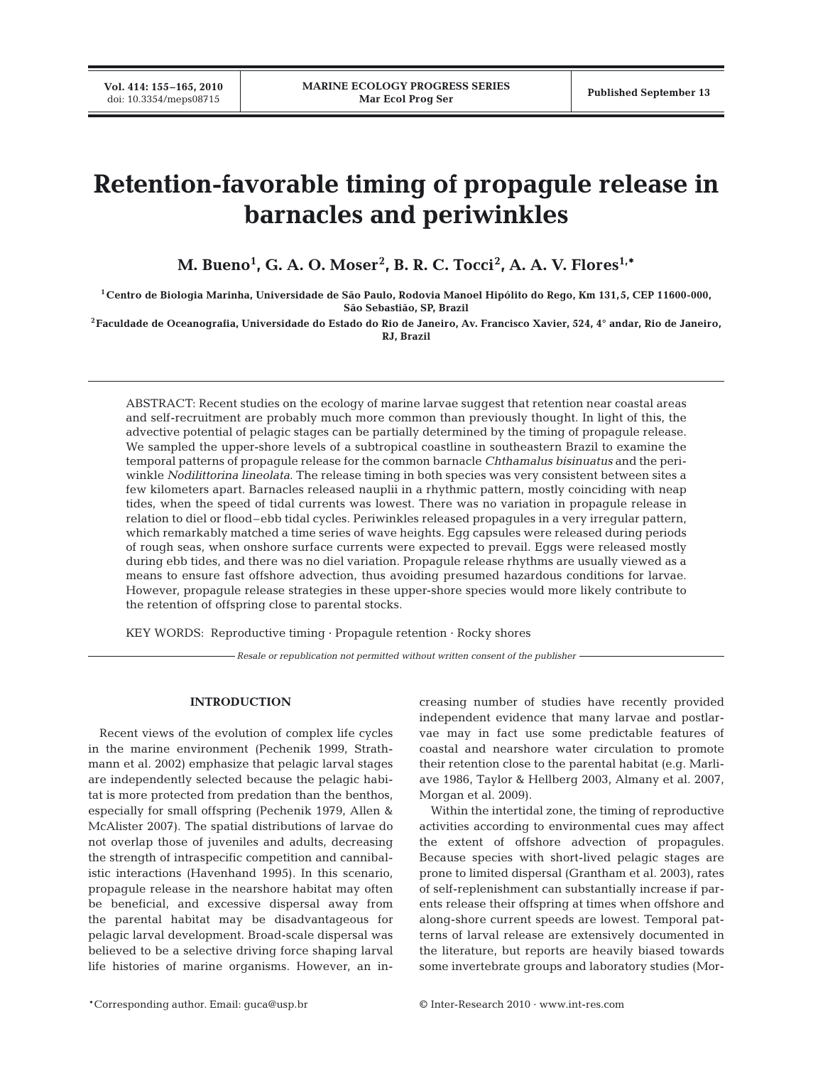# Retention-favorable timing of propagule release in barnacles and periwinkles

**M. Bueno[1], G. A. O. Moser[2], B. R. C. Tocci[2], A. A. V. Flores[1,*]**

[1]Centro de Biologia Marinha, Universidade de São Paulo, Rodovia Manoel Hipólito do Rego, Km 131,5, CEP 11600-000, São Sebastião, SP, Brazil

[2]Faculdade de Oceanografia, Universidade do Estado do Rio de Janeiro, Av. Francisco Xavier, 524, 4° andar, Rio de Janeiro, RJ, Brazil

ABSTRACT: Recent studies on the ecology of marine larvae suggest that retention near coastal areas and self-recruitment are probably much more common than previously thought. In light of this, the advective potential of pelagic stages can be partially determined by the timing of propagule release. We sampled the upper-shore levels of a subtropical coastline in southeastern Brazil to examine the temporal patterns of propagule release for the common barnacle *Chthamalus bisinuatus* and the periwinkle *Nodilittorina lineolata*. The release timing in both species was very consistent between sites a few kilometers apart. Barnacles released nauplii in a rhythmic pattern, mostly coinciding with neap tides, when the speed of tidal currents was lowest. There was no variation in propagule release in relation to diel or flood–ebb tidal cycles. Periwinkles released propagules in a very irregular pattern, which remarkably matched a time series of wave heights. Egg capsules were released during periods of rough seas, when onshore surface currents were expected to prevail. Eggs were released mostly during ebb tides, and there was no diel variation. Propagule release rhythms are usually viewed as a means to ensure fast offshore advection, thus avoiding presumed hazardous conditions for larvae. However, propagule release strategies in these upper-shore species would more likely contribute to the retention of offspring close to parental stocks.

KEY WORDS: Reproductive timing · Propagule retention · Rocky shores

*Resale or republication not permitted without written consent of the publisher*

## INTRODUCTION

Recent views of the evolution of complex life cycles in the marine environment (Pechenik 1999, Strathmann et al. 2002) emphasize that pelagic larval stages are independently selected because the pelagic habitat is more protected from predation than the benthos, especially for small offspring (Pechenik 1979, Allen & McAlister 2007). The spatial distributions of larvae do not overlap those of juveniles and adults, decreasing the strength of intraspecific competition and cannibalistic interactions (Havenhand 1995). In this scenario, propagule release in the nearshore habitat may often be beneficial, and excessive dispersal away from the parental habitat may be disadvantageous for pelagic larval development. Broad-scale dispersal was believed to be a selective driving force shaping larval life histories of marine organisms. However, an increasing number of studies have recently provided independent evidence that many larvae and postlarvae may in fact use some predictable features of coastal and nearshore water circulation to promote their retention close to the parental habitat (e.g. Marliave 1986, Taylor & Hellberg 2003, Almany et al. 2007, Morgan et al. 2009).

Within the intertidal zone, the timing of reproductive activities according to environmental cues may affect the extent of offshore advection of propagules. Because species with short-lived pelagic stages are prone to limited dispersal (Grantham et al. 2003), rates of self-replenishment can substantially increase if parents release their offspring at times when offshore and along-shore current speeds are lowest. Temporal patterns of larval release are extensively documented in the literature, but reports are heavily biased towards some invertebrate groups and laboratory studies (Mor-

*Corresponding author. Email: guca@usp.br

© Inter-Research 2010 · www.int-res.com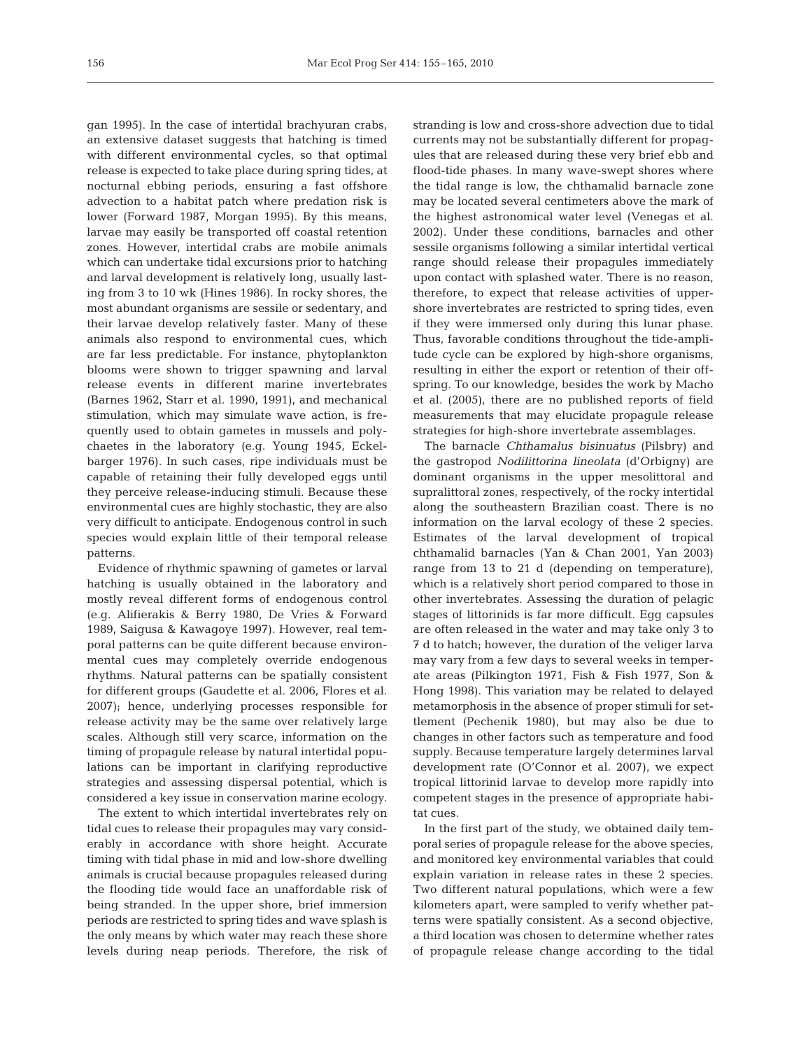gan 1995). In the case of intertidal brachyuran crabs, an extensive dataset suggests that hatching is timed with different environmental cycles, so that optimal release is expected to take place during spring tides, at nocturnal ebbing periods, ensuring a fast offshore advection to a habitat patch where predation risk is lower (Forward 1987, Morgan 1995). By this means, larvae may easily be transported off coastal retention zones. However, intertidal crabs are mobile animals which can undertake tidal excursions prior to hatching and larval development is relatively long, usually lasting from 3 to 10 wk (Hines 1986). In rocky shores, the most abundant organisms are sessile or sedentary, and their larvae develop relatively faster. Many of these animals also respond to environmental cues, which are far less predictable. For instance, phytoplankton blooms were shown to trigger spawning and larval release events in different marine invertebrates (Barnes 1962, Starr et al. 1990, 1991), and mechanical stimulation, which may simulate wave action, is frequently used to obtain gametes in mussels and polychaetes in the laboratory (e.g. Young 1945, Eckelbarger 1976). In such cases, ripe individuals must be capable of retaining their fully developed eggs until they perceive release-inducing stimuli. Because these environmental cues are highly stochastic, they are also very difficult to anticipate. Endogenous control in such species would explain little of their temporal release patterns.

Evidence of rhythmic spawning of gametes or larval hatching is usually obtained in the laboratory and mostly reveal different forms of endogenous control (e.g. Alifierakis & Berry 1980, De Vries & Forward 1989, Saigusa & Kawagoye 1997). However, real temporal patterns can be quite different because environmental cues may completely override endogenous rhythms. Natural patterns can be spatially consistent for different groups (Gaudette et al. 2006, Flores et al. 2007); hence, underlying processes responsible for release activity may be the same over relatively large scales. Although still very scarce, information on the timing of propagule release by natural intertidal populations can be important in clarifying reproductive strategies and assessing dispersal potential, which is considered a key issue in conservation marine ecology.

The extent to which intertidal invertebrates rely on tidal cues to release their propagules may vary considerably in accordance with shore height. Accurate timing with tidal phase in mid and low-shore dwelling animals is crucial because propagules released during the flooding tide would face an unaffordable risk of being stranded. In the upper shore, brief immersion periods are restricted to spring tides and wave splash is the only means by which water may reach these shore levels during neap periods. Therefore, the risk of stranding is low and cross-shore advection due to tidal currents may not be substantially different for propagules that are released during these very brief ebb and flood-tide phases. In many wave-swept shores where the tidal range is low, the chthamalid barnacle zone may be located several centimeters above the mark of the highest astronomical water level (Venegas et al. 2002). Under these conditions, barnacles and other sessile organisms following a similar intertidal vertical range should release their propagules immediately upon contact with splashed water. There is no reason, therefore, to expect that release activities of upper-shore invertebrates are restricted to spring tides, even if they were immersed only during this lunar phase. Thus, favorable conditions throughout the tide-amplitude cycle can be explored by high-shore organisms, resulting in either the export or retention of their offspring. To our knowledge, besides the work by Macho et al. (2005), there are no published reports of field measurements that may elucidate propagule release strategies for high-shore invertebrate assemblages.

The barnacle *Chthamalus bisinuatus* (Pilsbry) and the gastropod *Nodilittorina lineolata* (d'Orbigny) are dominant organisms in the upper mesolittoral and supralittoral zones, respectively, of the rocky intertidal along the southeastern Brazilian coast. There is no information on the larval ecology of these 2 species. Estimates of the larval development of tropical chthamalid barnacles (Yan & Chan 2001, Yan 2003) range from 13 to 21 d (depending on temperature), which is a relatively short period compared to those in other invertebrates. Assessing the duration of pelagic stages of littorinids is far more difficult. Egg capsules are often released in the water and may take only 3 to 7 d to hatch; however, the duration of the veliger larva may vary from a few days to several weeks in temperate areas (Pilkington 1971, Fish & Fish 1977, Son & Hong 1998). This variation may be related to delayed metamorphosis in the absence of proper stimuli for settlement (Pechenik 1980), but may also be due to changes in other factors such as temperature and food supply. Because temperature largely determines larval development rate (O'Connor et al. 2007), we expect tropical littorinid larvae to develop more rapidly into competent stages in the presence of appropriate habitat cues.

In the first part of the study, we obtained daily temporal series of propagule release for the above species, and monitored key environmental variables that could explain variation in release rates in these 2 species. Two different natural populations, which were a few kilometers apart, were sampled to verify whether patterns were spatially consistent. As a second objective, a third location was chosen to determine whether rates of propagule release change according to the tidal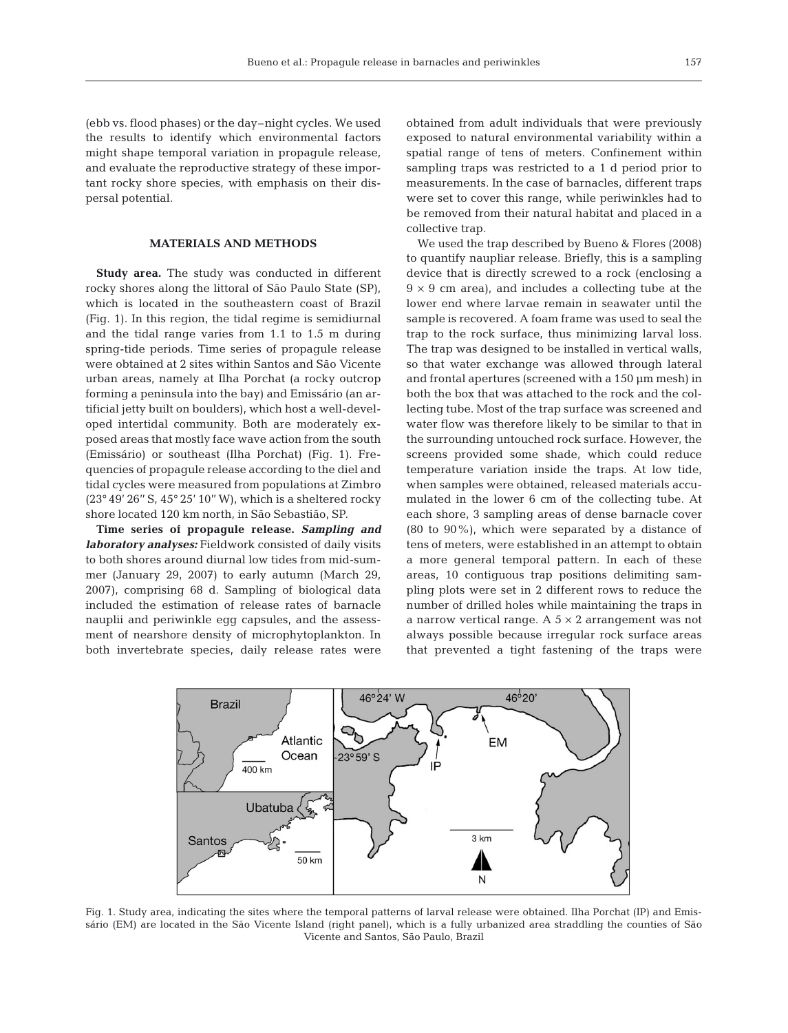(ebb vs. flood phases) or the day–night cycles. We used the results to identify which environmental factors might shape temporal variation in propagule release, and evaluate the reproductive strategy of these important rocky shore species, with emphasis on their dispersal potential.

## MATERIALS AND METHODS

**Study area.** The study was conducted in different rocky shores along the littoral of São Paulo State (SP), which is located in the southeastern coast of Brazil (Fig. 1). In this region, the tidal regime is semidiurnal and the tidal range varies from 1.1 to 1.5 m during spring-tide periods. Time series of propagule release were obtained at 2 sites within Santos and São Vicente urban areas, namely at Ilha Porchat (a rocky outcrop forming a peninsula into the bay) and Emissário (an artificial jetty built on boulders), which host a well-developed intertidal community. Both are moderately exposed areas that mostly face wave action from the south (Emissário) or southeast (Ilha Porchat) (Fig. 1). Frequencies of propagule release according to the diel and tidal cycles were measured from populations at Zimbro (23° 49′ 26″ S, 45° 25′ 10″ W), which is a sheltered rocky shore located 120 km north, in São Sebastião, SP.

**Time series of propagule release.** ***Sampling and laboratory analyses:*** Fieldwork consisted of daily visits to both shores around diurnal low tides from mid-summer (January 29, 2007) to early autumn (March 29, 2007), comprising 68 d. Sampling of biological data included the estimation of release rates of barnacle nauplii and periwinkle egg capsules, and the assessment of nearshore density of microphytoplankton. In both invertebrate species, daily release rates were obtained from adult individuals that were previously exposed to natural environmental variability within a spatial range of tens of meters. Confinement within sampling traps was restricted to a 1 d period prior to measurements. In the case of barnacles, different traps were set to cover this range, while periwinkles had to be removed from their natural habitat and placed in a collective trap.

We used the trap described by Bueno & Flores (2008) to quantify naupliar release. Briefly, this is a sampling device that is directly screwed to a rock (enclosing a $9 \times 9$ cm area), and includes a collecting tube at the lower end where larvae remain in seawater until the sample is recovered. A foam frame was used to seal the trap to the rock surface, thus minimizing larval loss. The trap was designed to be installed in vertical walls, so that water exchange was allowed through lateral and frontal apertures (screened with a 150 µm mesh) in both the box that was attached to the rock and the collecting tube. Most of the trap surface was screened and water flow was therefore likely to be similar to that in the surrounding untouched rock surface. However, the screens provided some shade, which could reduce temperature variation inside the traps. At low tide, when samples were obtained, released materials accumulated in the lower 6 cm of the collecting tube. At each shore, 3 sampling areas of dense barnacle cover (80 to 90%), which were separated by a distance of tens of meters, were established in an attempt to obtain a more general temporal pattern. In each of these areas, 10 contiguous trap positions delimiting sampling plots were set in 2 different rows to reduce the number of drilled holes while maintaining the traps in a narrow vertical range. A $5 \times 2$ arrangement was not always possible because irregular rock surface areas that prevented a tight fastening of the traps were

Fig. 1. Study area, indicating the sites where the temporal patterns of larval release were obtained. Ilha Porchat (IP) and Emissário (EM) are located in the São Vicente Island (right panel), which is a fully urbanized area straddling the counties of São Vicente and Santos, São Paulo, Brazil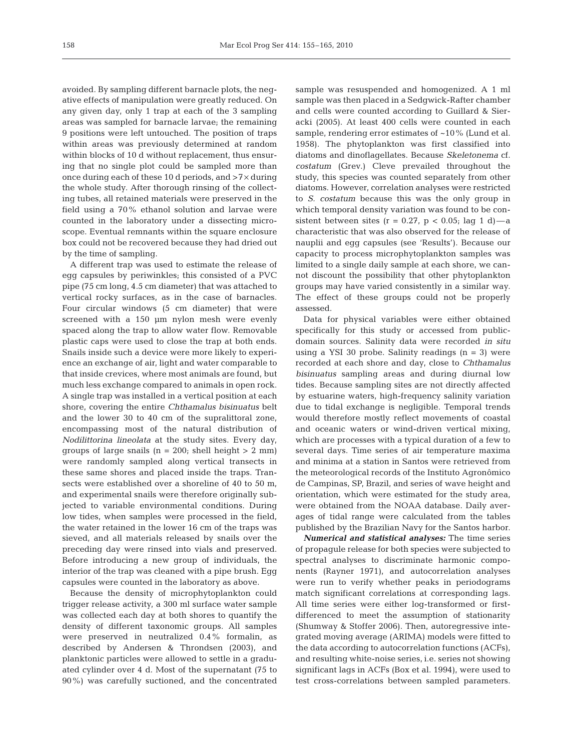avoided. By sampling different barnacle plots, the negative effects of manipulation were greatly reduced. On any given day, only 1 trap at each of the 3 sampling areas was sampled for barnacle larvae; the remaining 9 positions were left untouched. The position of traps within areas was previously determined at random within blocks of 10 d without replacement, thus ensuring that no single plot could be sampled more than once during each of these 10 d periods, and >7× during the whole study. After thorough rinsing of the collecting tubes, all retained materials were preserved in the field using a 70% ethanol solution and larvae were counted in the laboratory under a dissecting microscope. Eventual remnants within the square enclosure box could not be recovered because they had dried out by the time of sampling.

A different trap was used to estimate the release of egg capsules by periwinkles; this consisted of a PVC pipe (75 cm long, 4.5 cm diameter) that was attached to vertical rocky surfaces, as in the case of barnacles. Four circular windows (5 cm diameter) that were screened with a 150 µm nylon mesh were evenly spaced along the trap to allow water flow. Removable plastic caps were used to close the trap at both ends. Snails inside such a device were more likely to experience an exchange of air, light and water comparable to that inside crevices, where most animals are found, but much less exchange compared to animals in open rock. A single trap was installed in a vertical position at each shore, covering the entire *Chthamalus bisinuatus* belt and the lower 30 to 40 cm of the supralittoral zone, encompassing most of the natural distribution of *Nodilittorina lineolata* at the study sites. Every day, groups of large snails (n = 200; shell height > 2 mm) were randomly sampled along vertical transects in these same shores and placed inside the traps. Transects were established over a shoreline of 40 to 50 m, and experimental snails were therefore originally subjected to variable environmental conditions. During low tides, when samples were processed in the field, the water retained in the lower 16 cm of the traps was sieved, and all materials released by snails over the preceding day were rinsed into vials and preserved. Before introducing a new group of individuals, the interior of the trap was cleaned with a pipe brush. Egg capsules were counted in the laboratory as above.

Because the density of microphytoplankton could trigger release activity, a 300 ml surface water sample was collected each day at both shores to quantify the density of different taxonomic groups. All samples were preserved in neutralized 0.4% formalin, as described by Andersen & Throndsen (2003), and planktonic particles were allowed to settle in a graduated cylinder over 4 d. Most of the supernatant (75 to 90%) was carefully suctioned, and the concentrated sample was resuspended and homogenized. A 1 ml sample was then placed in a Sedgwick-Rafter chamber and cells were counted according to Guillard & Sieracki (2005). At least 400 cells were counted in each sample, rendering error estimates of ~10% (Lund et al. 1958). The phytoplankton was first classified into diatoms and dinoflagellates. Because *Skeletonema* cf. *costatum* (Grev.) Cleve prevailed throughout the study, this species was counted separately from other diatoms. However, correlation analyses were restricted to *S. costatum* because this was the only group in which temporal density variation was found to be consistent between sites ($r = 0.27$, $p < 0.05$; lag 1 d)—a characteristic that was also observed for the release of nauplii and egg capsules (see 'Results'). Because our capacity to process microphytoplankton samples was limited to a single daily sample at each shore, we cannot discount the possibility that other phytoplankton groups may have varied consistently in a similar way. The effect of these groups could not be properly assessed.

Data for physical variables were either obtained specifically for this study or accessed from public-domain sources. Salinity data were recorded *in situ* using a YSI 30 probe. Salinity readings (n = 3) were recorded at each shore and day, close to *Chthamalus bisinuatus* sampling areas and during diurnal low tides. Because sampling sites are not directly affected by estuarine waters, high-frequency salinity variation due to tidal exchange is negligible. Temporal trends would therefore mostly reflect movements of coastal and oceanic waters or wind-driven vertical mixing, which are processes with a typical duration of a few to several days. Time series of air temperature maxima and minima at a station in Santos were retrieved from the meteorological records of the Instituto Agronômico de Campinas, SP, Brazil, and series of wave height and orientation, which were estimated for the study area, were obtained from the NOAA database. Daily averages of tidal range were calculated from the tables published by the Brazilian Navy for the Santos harbor.

***Numerical and statistical analyses:*** The time series of propagule release for both species were subjected to spectral analyses to discriminate harmonic components (Rayner 1971), and autocorrelation analyses were run to verify whether peaks in periodograms match significant correlations at corresponding lags. All time series were either log-transformed or first-differenced to meet the assumption of stationarity (Shumway & Stoffer 2006). Then, autoregressive integrated moving average (ARIMA) models were fitted to the data according to autocorrelation functions (ACFs), and resulting white-noise series, i.e. series not showing significant lags in ACFs (Box et al. 1994), were used to test cross-correlations between sampled parameters.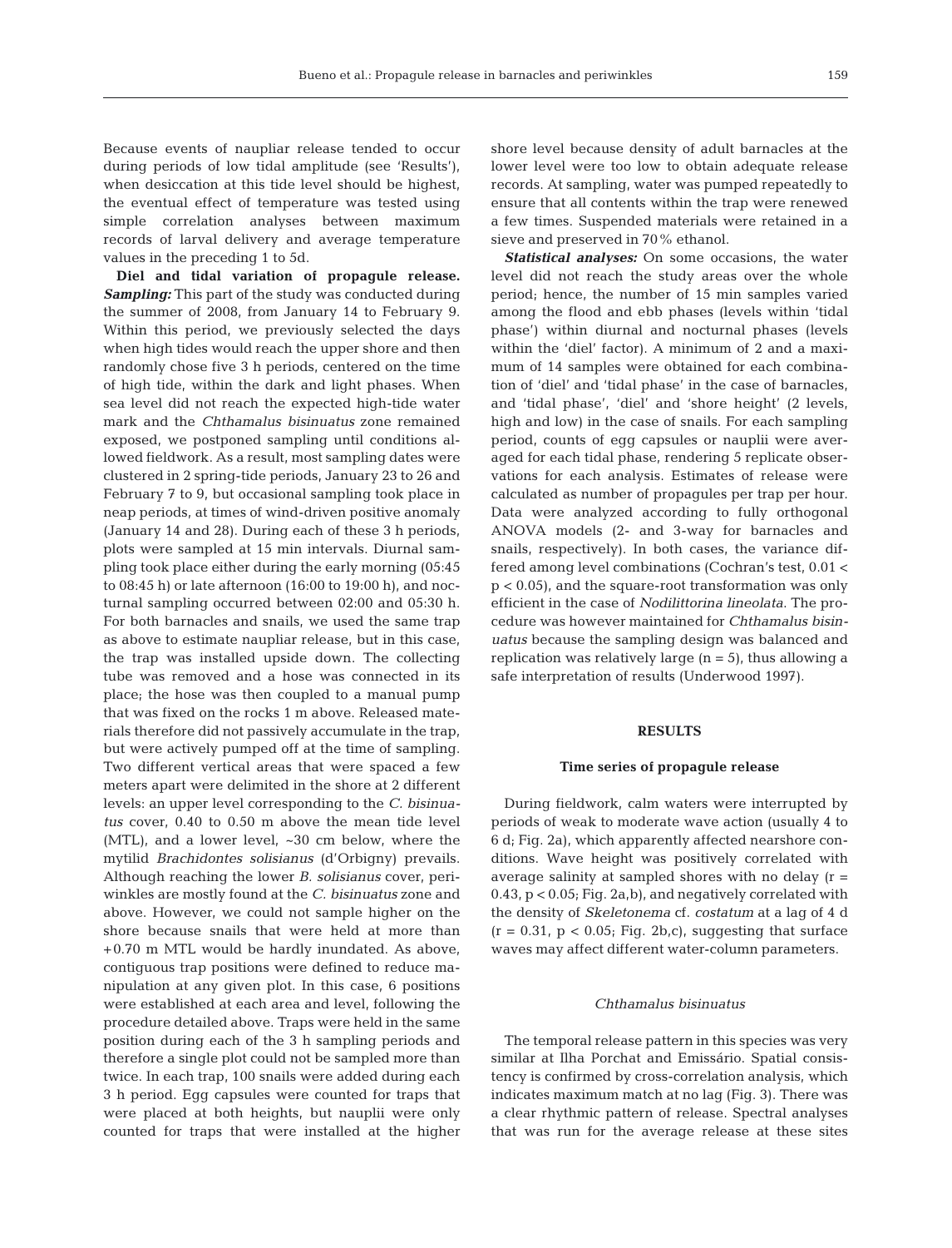Because events of naupliar release tended to occur during periods of low tidal amplitude (see 'Results'), when desiccation at this tide level should be highest, the eventual effect of temperature was tested using simple correlation analyses between maximum records of larval delivery and average temperature values in the preceding 1 to 5d.

**Diel and tidal variation of propagule release.** ***Sampling:*** This part of the study was conducted during the summer of 2008, from January 14 to February 9. Within this period, we previously selected the days when high tides would reach the upper shore and then randomly chose five 3 h periods, centered on the time of high tide, within the dark and light phases. When sea level did not reach the expected high-tide water mark and the *Chthamalus bisinuatus* zone remained exposed, we postponed sampling until conditions allowed fieldwork. As a result, most sampling dates were clustered in 2 spring-tide periods, January 23 to 26 and February 7 to 9, but occasional sampling took place in neap periods, at times of wind-driven positive anomaly (January 14 and 28). During each of these 3 h periods, plots were sampled at 15 min intervals. Diurnal sampling took place either during the early morning (05:45 to 08:45 h) or late afternoon (16:00 to 19:00 h), and nocturnal sampling occurred between 02:00 and 05:30 h. For both barnacles and snails, we used the same trap as above to estimate naupliar release, but in this case, the trap was installed upside down. The collecting tube was removed and a hose was connected in its place; the hose was then coupled to a manual pump that was fixed on the rocks 1 m above. Released materials therefore did not passively accumulate in the trap, but were actively pumped off at the time of sampling. Two different vertical areas that were spaced a few meters apart were delimited in the shore at 2 different levels: an upper level corresponding to the *C. bisinuatus* cover, 0.40 to 0.50 m above the mean tide level (MTL), and a lower level, ~30 cm below, where the mytilid *Brachidontes solisianus* (d'Orbigny) prevails. Although reaching the lower *B. solisianus* cover, periwinkles are mostly found at the *C. bisinuatus* zone and above. However, we could not sample higher on the shore because snails that were held at more than +0.70 m MTL would be hardly inundated. As above, contiguous trap positions were defined to reduce manipulation at any given plot. In this case, 6 positions were established at each area and level, following the procedure detailed above. Traps were held in the same position during each of the 3 h sampling periods and therefore a single plot could not be sampled more than twice. In each trap, 100 snails were added during each 3 h period. Egg capsules were counted for traps that were placed at both heights, but nauplii were only counted for traps that were installed at the higher shore level because density of adult barnacles at the lower level were too low to obtain adequate release records. At sampling, water was pumped repeatedly to ensure that all contents within the trap were renewed a few times. Suspended materials were retained in a sieve and preserved in 70% ethanol.

***Statistical analyses:*** On some occasions, the water level did not reach the study areas over the whole period; hence, the number of 15 min samples varied among the flood and ebb phases (levels within 'tidal phase') within diurnal and nocturnal phases (levels within the 'diel' factor). A minimum of 2 and a maximum of 14 samples were obtained for each combination of 'diel' and 'tidal phase' in the case of barnacles, and 'tidal phase', 'diel' and 'shore height' (2 levels, high and low) in the case of snails. For each sampling period, counts of egg capsules or nauplii were averaged for each tidal phase, rendering 5 replicate observations for each analysis. Estimates of release were calculated as number of propagules per trap per hour. Data were analyzed according to fully orthogonal ANOVA models (2- and 3-way for barnacles and snails, respectively). In both cases, the variance differed among level combinations (Cochran's test, $0.01 < p < 0.05$), and the square-root transformation was only efficient in the case of *Nodilittorina lineolata*. The procedure was however maintained for *Chthamalus bisinuatus* because the sampling design was balanced and replication was relatively large ($n = 5$), thus allowing a safe interpretation of results (Underwood 1997).

## RESULTS

### Time series of propagule release

During fieldwork, calm waters were interrupted by periods of weak to moderate wave action (usually 4 to 6 d; Fig. 2a), which apparently affected nearshore conditions. Wave height was positively correlated with average salinity at sampled shores with no delay ($r = 0.43$, $p < 0.05$; Fig. 2a,b), and negatively correlated with the density of *Skeletonema* cf. *costatum* at a lag of 4 d ($r = 0.31$, $p < 0.05$; Fig. 2b,c), suggesting that surface waves may affect different water-column parameters.

#### *Chthamalus bisinuatus*

The temporal release pattern in this species was very similar at Ilha Porchat and Emissário. Spatial consistency is confirmed by cross-correlation analysis, which indicates maximum match at no lag (Fig. 3). There was a clear rhythmic pattern of release. Spectral analyses that was run for the average release at these sites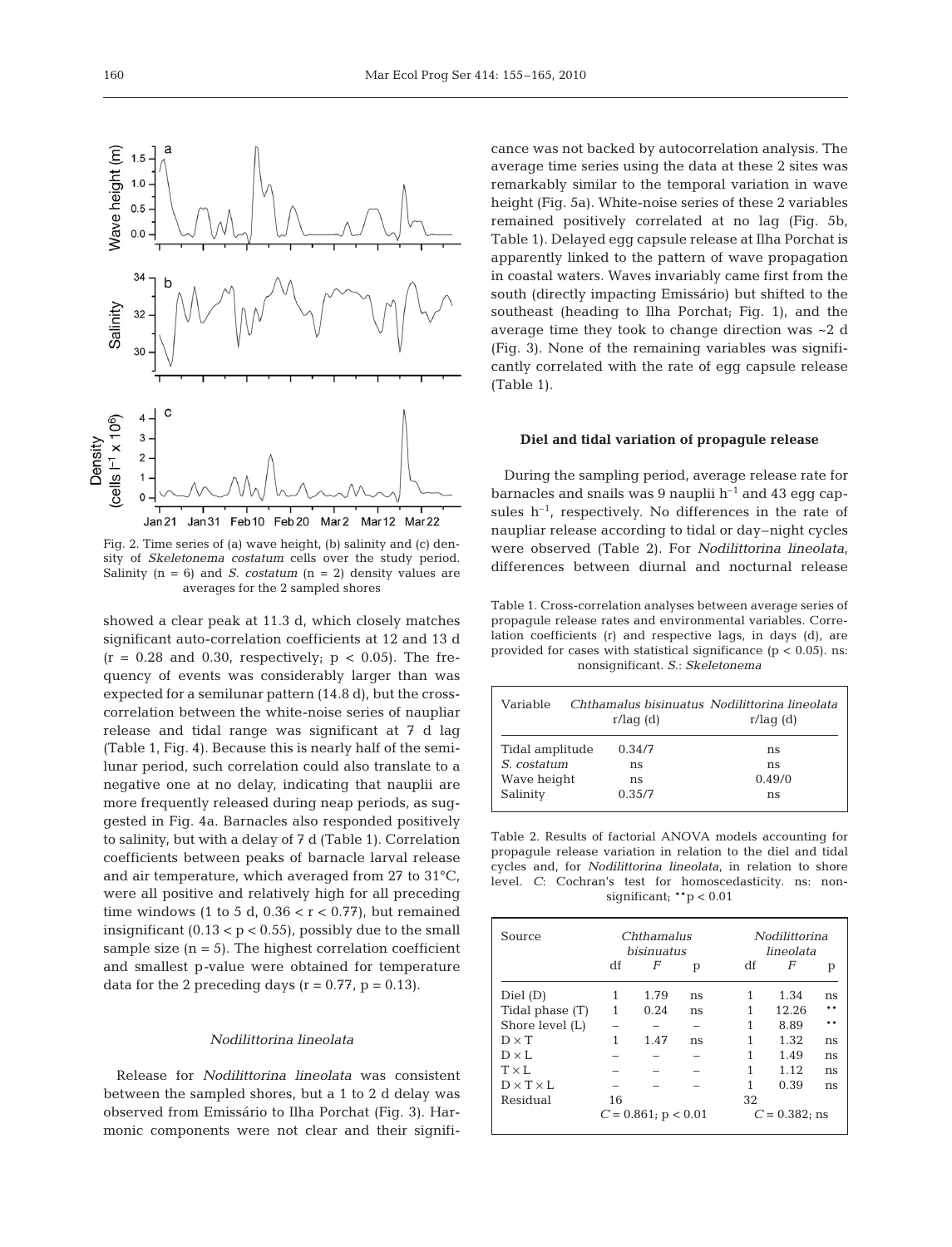Fig. 2. Time series of (a) wave height, (b) salinity and (c) density of *Skeletonema costatum* cells over the study period. Salinity (n = 6) and *S. costatum* (n = 2) density values are averages for the 2 sampled shores

showed a clear peak at 11.3 d, which closely matches significant auto-correlation coefficients at 12 and 13 d (r = 0.28 and 0.30, respectively; $p < 0.05$). The frequency of events was considerably larger than was expected for a semilunar pattern (14.8 d), but the cross-correlation between the white-noise series of naupliar release and tidal range was significant at 7 d lag (Table 1, Fig. 4). Because this is nearly half of the semilunar period, such correlation could also translate to a negative one at no delay, indicating that nauplii are more frequently released during neap periods, as suggested in Fig. 4a. Barnacles also responded positively to salinity, but with a delay of 7 d (Table 1). Correlation coefficients between peaks of barnacle larval release and air temperature, which averaged from 27 to 31°C, were all positive and relatively high for all preceding time windows (1 to 5 d, $0.36 < r < 0.77$), but remained insignificant ($0.13 < p < 0.55$), possibly due to the small sample size (n = 5). The highest correlation coefficient and smallest p-value were obtained for temperature data for the 2 preceding days (r = 0.77, p = 0.13).

### *Nodilittorina lineolata*

Release for *Nodilittorina lineolata* was consistent between the sampled shores, but a 1 to 2 d delay was observed from Emissário to Ilha Porchat (Fig. 3). Harmonic components were not clear and their significance was not backed by autocorrelation analysis. The average time series using the data at these 2 sites was remarkably similar to the temporal variation in wave height (Fig. 5a). White-noise series of these 2 variables remained positively correlated at no lag (Fig. 5b, Table 1). Delayed egg capsule release at Ilha Porchat is apparently linked to the pattern of wave propagation in coastal waters. Waves invariably came first from the south (directly impacting Emissário) but shifted to the southeast (heading to Ilha Porchat; Fig. 1), and the average time they took to change direction was ~2 d (Fig. 3). None of the remaining variables was significantly correlated with the rate of egg capsule release (Table 1).

## Diel and tidal variation of propagule release

During the sampling period, average release rate for barnacles and snails was 9 nauplii $h^{-1}$ and 43 egg capsules $h^{-1}$, respectively. No differences in the rate of naupliar release according to tidal or day–night cycles were observed (Table 2). For *Nodilittorina lineolata*, differences between diurnal and nocturnal release

Table 1. Cross-correlation analyses between average series of propagule release rates and environmental variables. Correlation coefficients (r) and respective lags, in days (d), are provided for cases with statistical significance ($p < 0.05$). ns: nonsignificant. *S.*: *Skeletonema*

| Variable | *Chthamalus bisinuatus* r/lag (d) | *Nodilittorina lineolata* r/lag (d) |
|---|---|---|
| Tidal amplitude | 0.34/7 | ns |
| *S. costatum* | ns | ns |
| Wave height | ns | 0.49/0 |
| Salinity | 0.35/7 | ns |

Table 2. Results of factorial ANOVA models accounting for propagule release variation in relation to the diel and tidal cycles and, for *Nodilittorina lineolata*, in relation to shore level. *C*: Cochran's test for homoscedasticity. ns: nonsignificant; $^{**}p < 0.01$

| Source | *Chthamalus bisinuatus* | | | *Nodilittorina lineolata* | | |
|---|---|---|---|---|---|---|
| | df | *F* | p | df | *F* | p |
| Diel (D) | 1 | 1.79 | ns | 1 | 1.34 | ns |
| Tidal phase (T) | 1 | 0.24 | ns | 1 | 12.26 | ** |
| Shore level (L) | – | – | – | 1 | 8.89 | ** |
| D × T | 1 | 1.47 | ns | 1 | 1.32 | ns |
| D × L | – | – | – | 1 | 1.49 | ns |
| T × L | – | – | – | 1 | 1.12 | ns |
| D × T × L | – | – | – | 1 | 0.39 | ns |
| Residual | 16 | | | 32 | | |
| | *C* = 0.861; p < 0.01 | | | *C* = 0.382; ns | | |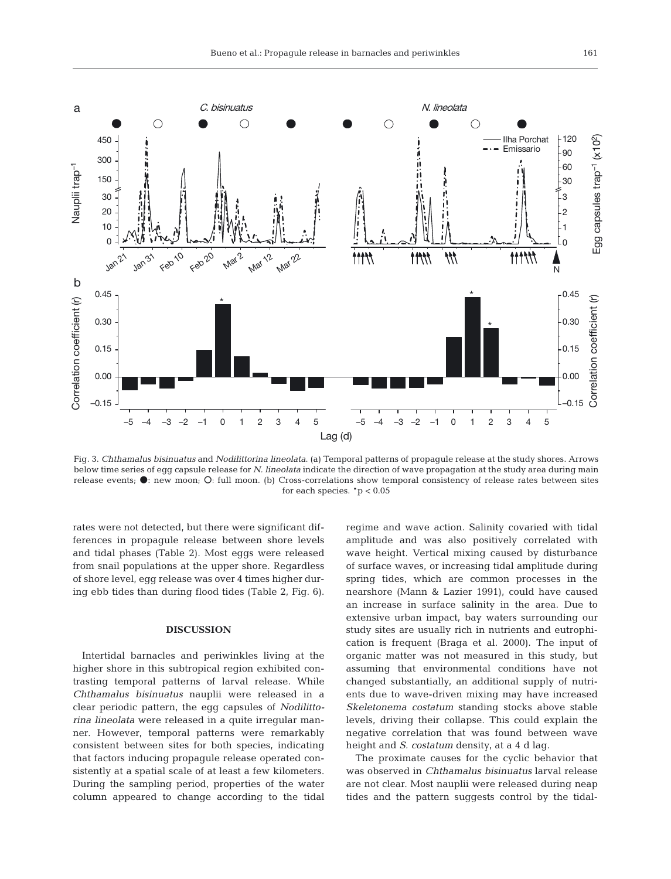Fig. 3. *Chthamalus bisinuatus* and *Nodilittorina lineolata*. (a) Temporal patterns of propagule release at the study shores. Arrows below time series of egg capsule release for *N. lineolata* indicate the direction of wave propagation at the study area during main release events; ●: new moon; ○: full moon. (b) Cross-correlations show temporal consistency of release rates between sites for each species. *p < 0.05

rates were not detected, but there were significant differences in propagule release between shore levels and tidal phases (Table 2). Most eggs were released from snail populations at the upper shore. Regardless of shore level, egg release was over 4 times higher during ebb tides than during flood tides (Table 2, Fig. 6).

## DISCUSSION

Intertidal barnacles and periwinkles living at the higher shore in this subtropical region exhibited contrasting temporal patterns of larval release. While *Chthamalus bisinuatus* nauplii were released in a clear periodic pattern, the egg capsules of *Nodilittorina lineolata* were released in a quite irregular manner. However, temporal patterns were remarkably consistent between sites for both species, indicating that factors inducing propagule release operated consistently at a spatial scale of at least a few kilometers. During the sampling period, properties of the water column appeared to change according to the tidal regime and wave action. Salinity covaried with tidal amplitude and was also positively correlated with wave height. Vertical mixing caused by disturbance of surface waves, or increasing tidal amplitude during spring tides, which are common processes in the nearshore (Mann & Lazier 1991), could have caused an increase in surface salinity in the area. Due to extensive urban impact, bay waters surrounding our study sites are usually rich in nutrients and eutrophication is frequent (Braga et al. 2000). The input of organic matter was not measured in this study, but assuming that environmental conditions have not changed substantially, an additional supply of nutrients due to wave-driven mixing may have increased *Skeletonema costatum* standing stocks above stable levels, driving their collapse. This could explain the negative correlation that was found between wave height and *S. costatum* density, at a 4 d lag.

The proximate causes for the cyclic behavior that was observed in *Chthamalus bisinuatus* larval release are not clear. Most nauplii were released during neap tides and the pattern suggests control by the tidal-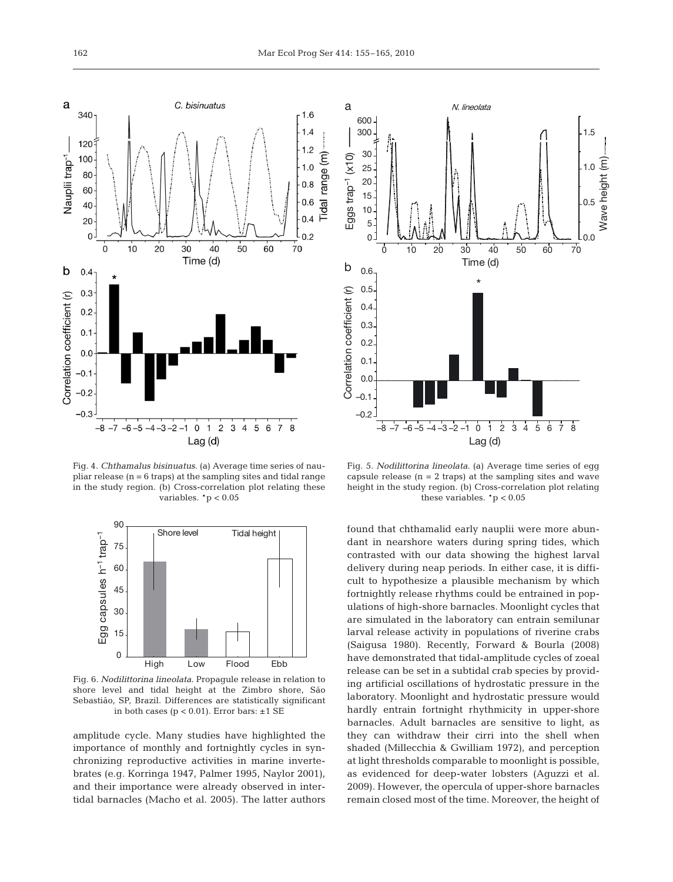Fig. 4. *Chthamalus bisinuatus*. (a) Average time series of naupliar release (n = 6 traps) at the sampling sites and tidal range in the study region. (b) Cross-correlation plot relating these variables. *p < 0.05

Fig. 5. *Nodilittorina lineolata*. (a) Average time series of egg capsule release (n = 2 traps) at the sampling sites and wave height in the study region. (b) Cross-correlation plot relating these variables. *p < 0.05

Fig. 6. *Nodilittorina lineolata*. Propagule release in relation to shore level and tidal height at the Zimbro shore, São Sebastião, SP, Brazil. Differences are statistically significant in both cases (p < 0.01). Error bars: ±1 SE

amplitude cycle. Many studies have highlighted the importance of monthly and fortnightly cycles in synchronizing reproductive activities in marine invertebrates (e.g. Korringa 1947, Palmer 1995, Naylor 2001), and their importance were already observed in intertidal barnacles (Macho et al. 2005). The latter authors found that chthamalid early nauplii were more abundant in nearshore waters during spring tides, which contrasted with our data showing the highest larval delivery during neap periods. In either case, it is difficult to hypothesize a plausible mechanism by which fortnightly release rhythms could be entrained in populations of high-shore barnacles. Moonlight cycles that are simulated in the laboratory can entrain semilunar larval release activity in populations of riverine crabs (Saigusa 1980). Recently, Forward & Bourla (2008) have demonstrated that tidal-amplitude cycles of zoeal release can be set in a subtidal crab species by providing artificial oscillations of hydrostatic pressure in the laboratory. Moonlight and hydrostatic pressure would hardly entrain fortnight rhythmicity in upper-shore barnacles. Adult barnacles are sensitive to light, as they can withdraw their cirri into the shell when shaded (Millecchia & Gwilliam 1972), and perception at light thresholds comparable to moonlight is possible, as evidenced for deep-water lobsters (Aguzzi et al. 2009). However, the opercula of upper-shore barnacles remain closed most of the time. Moreover, the height of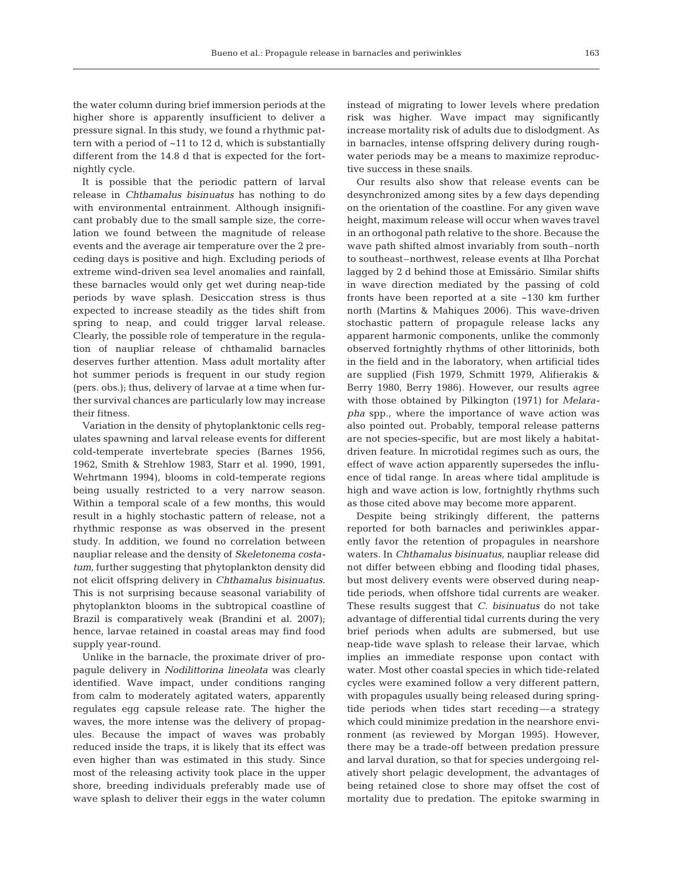the water column during brief immersion periods at the higher shore is apparently insufficient to deliver a pressure signal. In this study, we found a rhythmic pattern with a period of ~11 to 12 d, which is substantially different from the 14.8 d that is expected for the fortnightly cycle.

It is possible that the periodic pattern of larval release in *Chthamalus bisinuatus* has nothing to do with environmental entrainment. Although insignificant probably due to the small sample size, the correlation we found between the magnitude of release events and the average air temperature over the 2 preceding days is positive and high. Excluding periods of extreme wind-driven sea level anomalies and rainfall, these barnacles would only get wet during neap-tide periods by wave splash. Desiccation stress is thus expected to increase steadily as the tides shift from spring to neap, and could trigger larval release. Clearly, the possible role of temperature in the regulation of naupliar release of chthamalid barnacles deserves further attention. Mass adult mortality after hot summer periods is frequent in our study region (pers. obs.); thus, delivery of larvae at a time when further survival chances are particularly low may increase their fitness.

Variation in the density of phytoplanktonic cells regulates spawning and larval release events for different cold-temperate invertebrate species (Barnes 1956, 1962, Smith & Strehlow 1983, Starr et al. 1990, 1991, Wehrtmann 1994), blooms in cold-temperate regions being usually restricted to a very narrow season. Within a temporal scale of a few months, this would result in a highly stochastic pattern of release, not a rhythmic response as was observed in the present study. In addition, we found no correlation between naupliar release and the density of *Skeletonema costatum*, further suggesting that phytoplankton density did not elicit offspring delivery in *Chthamalus bisinuatus*. This is not surprising because seasonal variability of phytoplankton blooms in the subtropical coastline of Brazil is comparatively weak (Brandini et al. 2007); hence, larvae retained in coastal areas may find food supply year-round.

Unlike in the barnacle, the proximate driver of propagule delivery in *Nodilittorina lineolata* was clearly identified. Wave impact, under conditions ranging from calm to moderately agitated waters, apparently regulates egg capsule release rate. The higher the waves, the more intense was the delivery of propagules. Because the impact of waves was probably reduced inside the traps, it is likely that its effect was even higher than was estimated in this study. Since most of the releasing activity took place in the upper shore, breeding individuals preferably made use of wave splash to deliver their eggs in the water column instead of migrating to lower levels where predation risk was higher. Wave impact may significantly increase mortality risk of adults due to dislodgment. As in barnacles, intense offspring delivery during rough-water periods may be a means to maximize reproductive success in these snails.

Our results also show that release events can be desynchronized among sites by a few days depending on the orientation of the coastline. For any given wave height, maximum release will occur when waves travel in an orthogonal path relative to the shore. Because the wave path shifted almost invariably from south–north to southeast–northwest, release events at Ilha Porchat lagged by 2 d behind those at Emissário. Similar shifts in wave direction mediated by the passing of cold fronts have been reported at a site ~130 km further north (Martins & Mahiques 2006). This wave-driven stochastic pattern of propagule release lacks any apparent harmonic components, unlike the commonly observed fortnightly rhythms of other littorinids, both in the field and in the laboratory, when artificial tides are supplied (Fish 1979, Schmitt 1979, Alifierakis & Berry 1980, Berry 1986). However, our results agree with those obtained by Pilkington (1971) for *Melarapha* spp., where the importance of wave action was also pointed out. Probably, temporal release patterns are not species-specific, but are most likely a habitat-driven feature. In microtidal regimes such as ours, the effect of wave action apparently supersedes the influence of tidal range. In areas where tidal amplitude is high and wave action is low, fortnightly rhythms such as those cited above may become more apparent.

Despite being strikingly different, the patterns reported for both barnacles and periwinkles apparently favor the retention of propagules in nearshore waters. In *Chthamalus bisinuatus*, naupliar release did not differ between ebbing and flooding tidal phases, but most delivery events were observed during neap-tide periods, when offshore tidal currents are weaker. These results suggest that *C. bisinuatus* do not take advantage of differential tidal currents during the very brief periods when adults are submersed, but use neap-tide wave splash to release their larvae, which implies an immediate response upon contact with water. Most other coastal species in which tide-related cycles were examined follow a very different pattern, with propagules usually being released during spring-tide periods when tides start receding—a strategy which could minimize predation in the nearshore environment (as reviewed by Morgan 1995). However, there may be a trade-off between predation pressure and larval duration, so that for species undergoing relatively short pelagic development, the advantages of being retained close to shore may offset the cost of mortality due to predation. The epitoke swarming in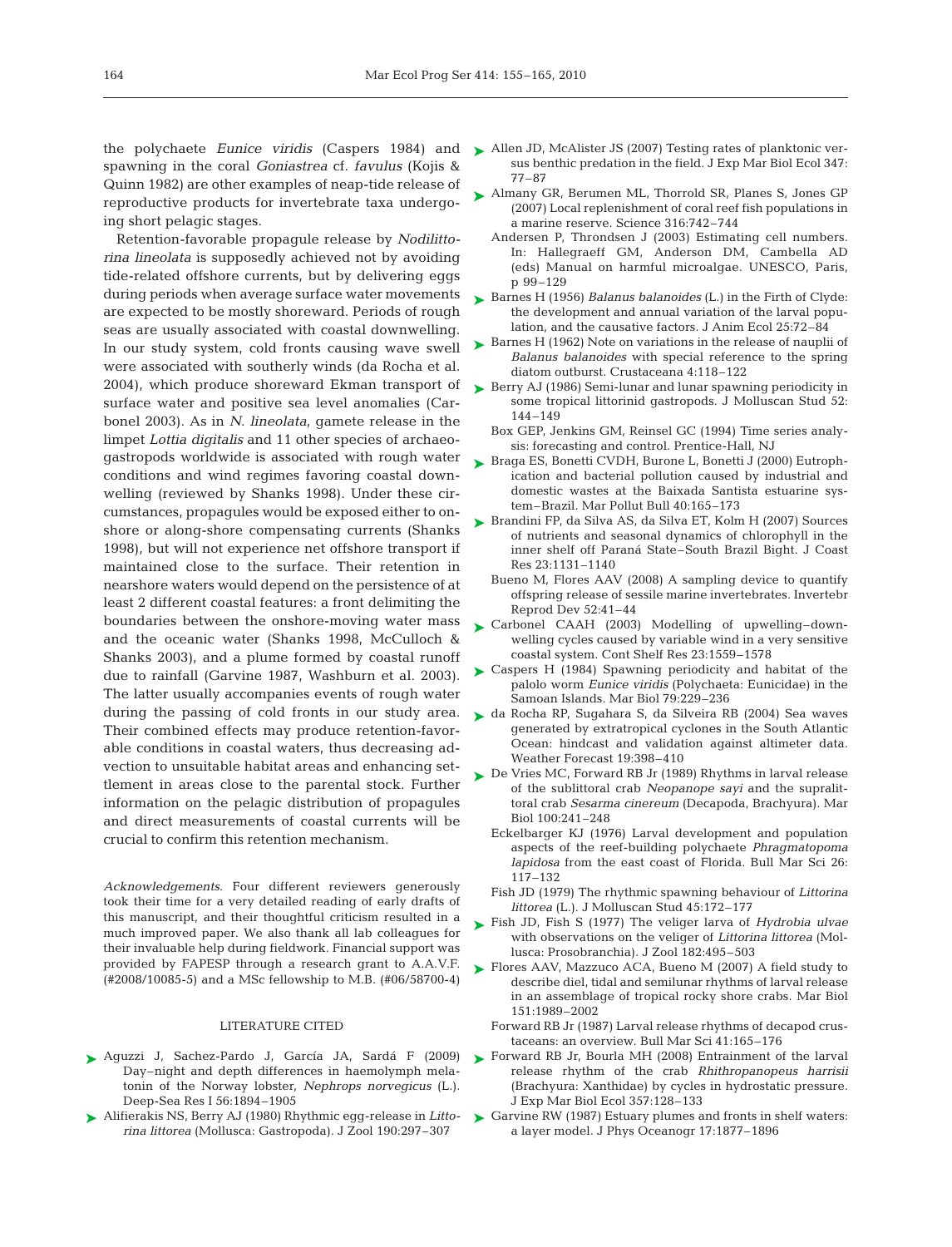the polychaete *Eunice viridis* (Caspers 1984) and spawning in the coral *Goniastrea* cf. *favulus* (Kojis & Quinn 1982) are other examples of neap-tide release of reproductive products for invertebrate taxa undergoing short pelagic stages.

Retention-favorable propagule release by *Nodilittorina lineolata* is supposedly achieved not by avoiding tide-related offshore currents, but by delivering eggs during periods when average surface water movements are expected to be mostly shoreward. Periods of rough seas are usually associated with coastal downwelling. In our study system, cold fronts causing wave swell were associated with southerly winds (da Rocha et al. 2004), which produce shoreward Ekman transport of surface water and positive sea level anomalies (Carbonel 2003). As in *N. lineolata*, gamete release in the limpet *Lottia digitalis* and 11 other species of archaeogastropods worldwide is associated with rough water conditions and wind regimes favoring coastal downwelling (reviewed by Shanks 1998). Under these circumstances, propagules would be exposed either to onshore or along-shore compensating currents (Shanks 1998), but will not experience net offshore transport if maintained close to the surface. Their retention in nearshore waters would depend on the persistence of at least 2 different coastal features: a front delimiting the boundaries between the onshore-moving water mass and the oceanic water (Shanks 1998, McCulloch & Shanks 2003), and a plume formed by coastal runoff due to rainfall (Garvine 1987, Washburn et al. 2003). The latter usually accompanies events of rough water during the passing of cold fronts in our study area. Their combined effects may produce retention-favorable conditions in coastal waters, thus decreasing advection to unsuitable habitat areas and enhancing settlement in areas close to the parental stock. Further information on the pelagic distribution of propagules and direct measurements of coastal currents will be crucial to confirm this retention mechanism.

*Acknowledgements*. Four different reviewers generously took their time for a very detailed reading of early drafts of this manuscript, and their thoughtful criticism resulted in a much improved paper. We also thank all lab colleagues for their invaluable help during fieldwork. Financial support was provided by FAPESP through a research grant to A.A.V.F. (#2008/10085-5) and a MSc fellowship to M.B. (#06/58700-4)

## LITERATURE CITED

- Aguzzi J, Sachez-Pardo J, García JA, Sardá F (2009) Day–night and depth differences in haemolymph melatonin of the Norway lobster, *Nephrops norvegicus* (L.). Deep-Sea Res I 56:1894–1905
- Alifierakis NS, Berry AJ (1980) Rhythmic egg-release in *Littorina littorea* (Mollusca: Gastropoda). J Zool 190:297–307
- Allen JD, McAlister JS (2007) Testing rates of planktonic versus benthic predation in the field. J Exp Mar Biol Ecol 347: 77–87
- Almany GR, Berumen ML, Thorrold SR, Planes S, Jones GP (2007) Local replenishment of coral reef fish populations in a marine reserve. Science 316:742–744
- Andersen P, Throndsen J (2003) Estimating cell numbers. In: Hallegraeff GM, Anderson DM, Cambella AD (eds) Manual on harmful microalgae. UNESCO, Paris, p 99–129
- Barnes H (1956) *Balanus balanoides* (L.) in the Firth of Clyde: the development and annual variation of the larval population, and the causative factors. J Anim Ecol 25:72–84
- Barnes H (1962) Note on variations in the release of nauplii of *Balanus balanoides* with special reference to the spring diatom outburst. Crustaceana 4:118–122
- Berry AJ (1986) Semi-lunar and lunar spawning periodicity in some tropical littorinid gastropods. J Molluscan Stud 52: 144–149
- Box GEP, Jenkins GM, Reinsel GC (1994) Time series analysis: forecasting and control. Prentice-Hall, NJ
- Braga ES, Bonetti CVDH, Burone L, Bonetti J (2000) Eutrophication and bacterial pollution caused by industrial and domestic wastes at the Baixada Santista estuarine system–Brazil. Mar Pollut Bull 40:165–173
- Brandini FP, da Silva AS, da Silva ET, Kolm H (2007) Sources of nutrients and seasonal dynamics of chlorophyll in the inner shelf off Paraná State–South Brazil Bight. J Coast Res 23:1131–1140
- Bueno M, Flores AAV (2008) A sampling device to quantify offspring release of sessile marine invertebrates. Invertebr Reprod Dev 52:41–44
- Carbonel CAAH (2003) Modelling of upwelling–downwelling cycles caused by variable wind in a very sensitive coastal system. Cont Shelf Res 23:1559–1578
- Caspers H (1984) Spawning periodicity and habitat of the palolo worm *Eunice viridis* (Polychaeta: Eunicidae) in the Samoan Islands. Mar Biol 79:229–236
- da Rocha RP, Sugahara S, da Silveira RB (2004) Sea waves generated by extratropical cyclones in the South Atlantic Ocean: hindcast and validation against altimeter data. Weather Forecast 19:398–410
- De Vries MC, Forward RB Jr (1989) Rhythms in larval release of the sublittoral crab *Neopanope sayi* and the supralittoral crab *Sesarma cinereum* (Decapoda, Brachyura). Mar Biol 100:241–248
- Eckelbarger KJ (1976) Larval development and population aspects of the reef-building polychaete *Phragmatopoma lapidosa* from the east coast of Florida. Bull Mar Sci 26: 117–132
- Fish JD (1979) The rhythmic spawning behaviour of *Littorina littorea* (L.). J Molluscan Stud 45:172–177
- Fish JD, Fish S (1977) The veliger larva of *Hydrobia ulvae* with observations on the veliger of *Littorina littorea* (Mollusca: Prosobranchia). J Zool 182:495–503
- Flores AAV, Mazzuco ACA, Bueno M (2007) A field study to describe diel, tidal and semilunar rhythms of larval release in an assemblage of tropical rocky shore crabs. Mar Biol 151:1989–2002
- Forward RB Jr (1987) Larval release rhythms of decapod crustaceans: an overview. Bull Mar Sci 41:165–176
- Forward RB Jr, Bourla MH (2008) Entrainment of the larval release rhythm of the crab *Rhithropanopeus harrisii* (Brachyura: Xanthidae) by cycles in hydrostatic pressure. J Exp Mar Biol Ecol 357:128–133
- Garvine RW (1987) Estuary plumes and fronts in shelf waters: a layer model. J Phys Oceanogr 17:1877–1896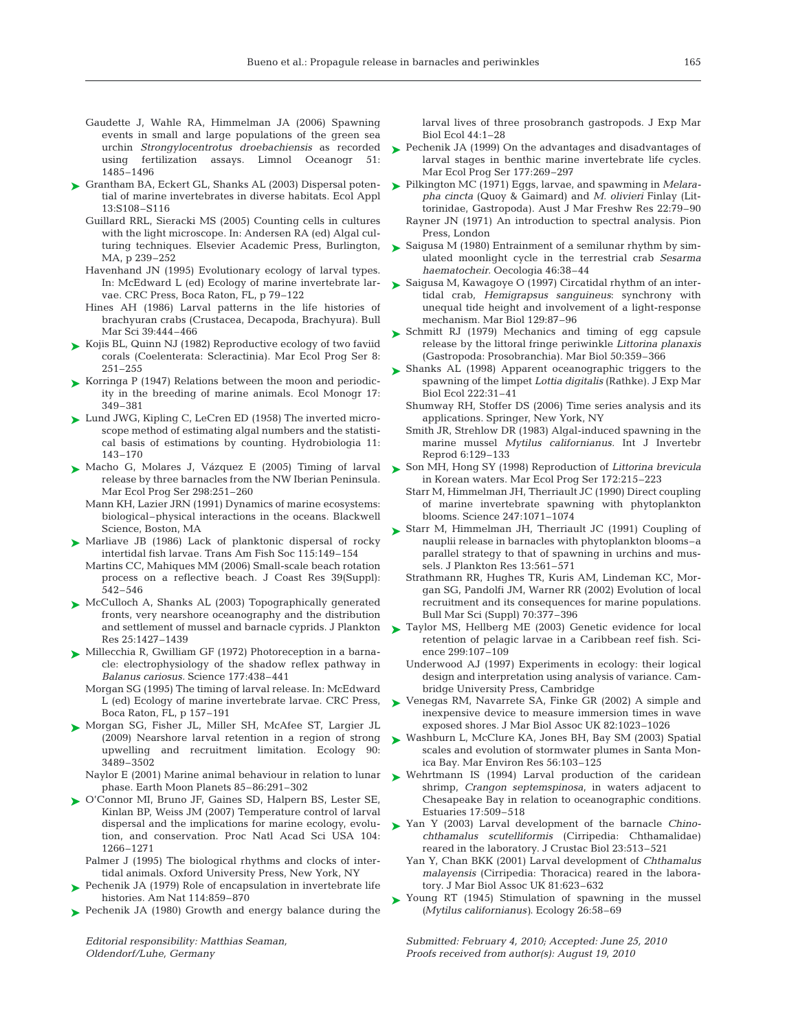Gaudette J, Wahle RA, Himmelman JA (2006) Spawning events in small and large populations of the green sea urchin *Strongylocentrotus droebachiensis* as recorded using fertilization assays. Limnol Oceanogr 51: 1485–1496

Grantham BA, Eckert GL, Shanks AL (2003) Dispersal potential of marine invertebrates in diverse habitats. Ecol Appl 13:S108–S116

Guillard RRL, Sieracki MS (2005) Counting cells in cultures with the light microscope. In: Andersen RA (ed) Algal culturing techniques. Elsevier Academic Press, Burlington, MA, p 239–252

Havenhand JN (1995) Evolutionary ecology of larval types. In: McEdward L (ed) Ecology of marine invertebrate larvae. CRC Press, Boca Raton, FL, p 79–122

Hines AH (1986) Larval patterns in the life histories of brachyuran crabs (Crustacea, Decapoda, Brachyura). Bull Mar Sci 39:444–466

Kojis BL, Quinn NJ (1982) Reproductive ecology of two faviid corals (Coelenterata: Scleractinia). Mar Ecol Prog Ser 8: 251–255

Korringa P (1947) Relations between the moon and periodicity in the breeding of marine animals. Ecol Monogr 17: 349–381

Lund JWG, Kipling C, LeCren ED (1958) The inverted microscope method of estimating algal numbers and the statistical basis of estimations by counting. Hydrobiologia 11: 143–170

Macho G, Molares J, Vázquez E (2005) Timing of larval release by three barnacles from the NW Iberian Peninsula. Mar Ecol Prog Ser 298:251–260

Mann KH, Lazier JRN (1991) Dynamics of marine ecosystems: biological–physical interactions in the oceans. Blackwell Science, Boston, MA

Marliave JB (1986) Lack of planktonic dispersal of rocky intertidal fish larvae. Trans Am Fish Soc 115:149–154

Martins CC, Mahiques MM (2006) Small-scale beach rotation process on a reflective beach. J Coast Res 39(Suppl): 542–546

McCulloch A, Shanks AL (2003) Topographically generated fronts, very nearshore oceanography and the distribution and settlement of mussel and barnacle cyprids. J Plankton Res 25:1427–1439

Millecchia R, Gwilliam GF (1972) Photoreception in a barnacle: electrophysiology of the shadow reflex pathway in *Balanus cariosus*. Science 177:438–441

Morgan SG (1995) The timing of larval release. In: McEdward L (ed) Ecology of marine invertebrate larvae. CRC Press, Boca Raton, FL, p 157–191

Morgan SG, Fisher JL, Miller SH, McAfee ST, Largier JL (2009) Nearshore larval retention in a region of strong upwelling and recruitment limitation. Ecology 90: 3489–3502

Naylor E (2001) Marine animal behaviour in relation to lunar phase. Earth Moon Planets 85–86:291–302

O'Connor MI, Bruno JF, Gaines SD, Halpern BS, Lester SE, Kinlan BP, Weiss JM (2007) Temperature control of larval dispersal and the implications for marine ecology, evolution, and conservation. Proc Natl Acad Sci USA 104: 1266–1271

Palmer J (1995) The biological rhythms and clocks of intertidal animals. Oxford University Press, New York, NY

Pechenik JA (1979) Role of encapsulation in invertebrate life histories. Am Nat 114:859–870

Pechenik JA (1980) Growth and energy balance during the larval lives of three prosobranch gastropods. J Exp Mar Biol Ecol 44:1–28

Pechenik JA (1999) On the advantages and disadvantages of larval stages in benthic marine invertebrate life cycles. Mar Ecol Prog Ser 177:269–297

Pilkington MC (1971) Eggs, larvae, and spawning in *Melarapha cincta* (Quoy & Gaimard) and *M. olivieri* Finlay (Littorinidae, Gastropoda). Aust J Mar Freshw Res 22:79–90

Rayner JN (1971) An introduction to spectral analysis. Pion Press, London

Saigusa M (1980) Entrainment of a semilunar rhythm by simulated moonlight cycle in the terrestrial crab *Sesarma haematocheir*. Oecologia 46:38–44

Saigusa M, Kawagoye O (1997) Circatidal rhythm of an intertidal crab, *Hemigrapsus sanguineus*: synchrony with unequal tide height and involvement of a light-response mechanism. Mar Biol 129:87–96

Schmitt RJ (1979) Mechanics and timing of egg capsule release by the littoral fringe periwinkle *Littorina planaxis* (Gastropoda: Prosobranchia). Mar Biol 50:359–366

Shanks AL (1998) Apparent oceanographic triggers to the spawning of the limpet *Lottia digitalis* (Rathke). J Exp Mar Biol Ecol 222:31–41

Shumway RH, Stoffer DS (2006) Time series analysis and its applications. Springer, New York, NY

Smith JR, Strehlow DR (1983) Algal-induced spawning in the marine mussel *Mytilus californianus*. Int J Invertebr Reprod 6:129–133

Son MH, Hong SY (1998) Reproduction of *Littorina brevicula* in Korean waters. Mar Ecol Prog Ser 172:215–223

Starr M, Himmelman JH, Therriault JC (1990) Direct coupling of marine invertebrate spawning with phytoplankton blooms. Science 247:1071–1074

Starr M, Himmelman JH, Therriault JC (1991) Coupling of nauplii release in barnacles with phytoplankton blooms—a parallel strategy to that of spawning in urchins and mussels. J Plankton Res 13:561–571

Strathmann RR, Hughes TR, Kuris AM, Lindeman KC, Morgan SG, Pandolfi JM, Warner RR (2002) Evolution of local recruitment and its consequences for marine populations. Bull Mar Sci (Suppl) 70:377–396

Taylor MS, Hellberg ME (2003) Genetic evidence for local retention of pelagic larvae in a Caribbean reef fish. Science 299:107–109

Underwood AJ (1997) Experiments in ecology: their logical design and interpretation using analysis of variance. Cambridge University Press, Cambridge

Venegas RM, Navarrete SA, Finke GR (2002) A simple and inexpensive device to measure immersion times in wave exposed shores. J Mar Biol Assoc UK 82:1023–1026

Washburn L, McClure KA, Jones BH, Bay SM (2003) Spatial scales and evolution of stormwater plumes in Santa Monica Bay. Mar Environ Res 56:103–125

Wehrtmann IS (1994) Larval production of the caridean shrimp, *Crangon septemspinosa*, in waters adjacent to Chesapeake Bay in relation to oceanographic conditions. Estuaries 17:509–518

Yan Y (2003) Larval development of the barnacle *Chinochthamalus scutelliformis* (Cirripedia: Chthamalidae) reared in the laboratory. J Crustac Biol 23:513–521

Yan Y, Chan BKK (2001) Larval development of *Chthamalus malayensis* (Cirripedia: Thoracica) reared in the laboratory. J Mar Biol Assoc UK 81:623–632

Young RT (1945) Stimulation of spawning in the mussel (*Mytilus californianus*). Ecology 26:58–69

*Editorial responsibility: Matthias Seaman, Oldendorf/Luhe, Germany*

*Submitted: February 4, 2010; Accepted: June 25, 2010*
*Proofs received from author(s): August 19, 2010*